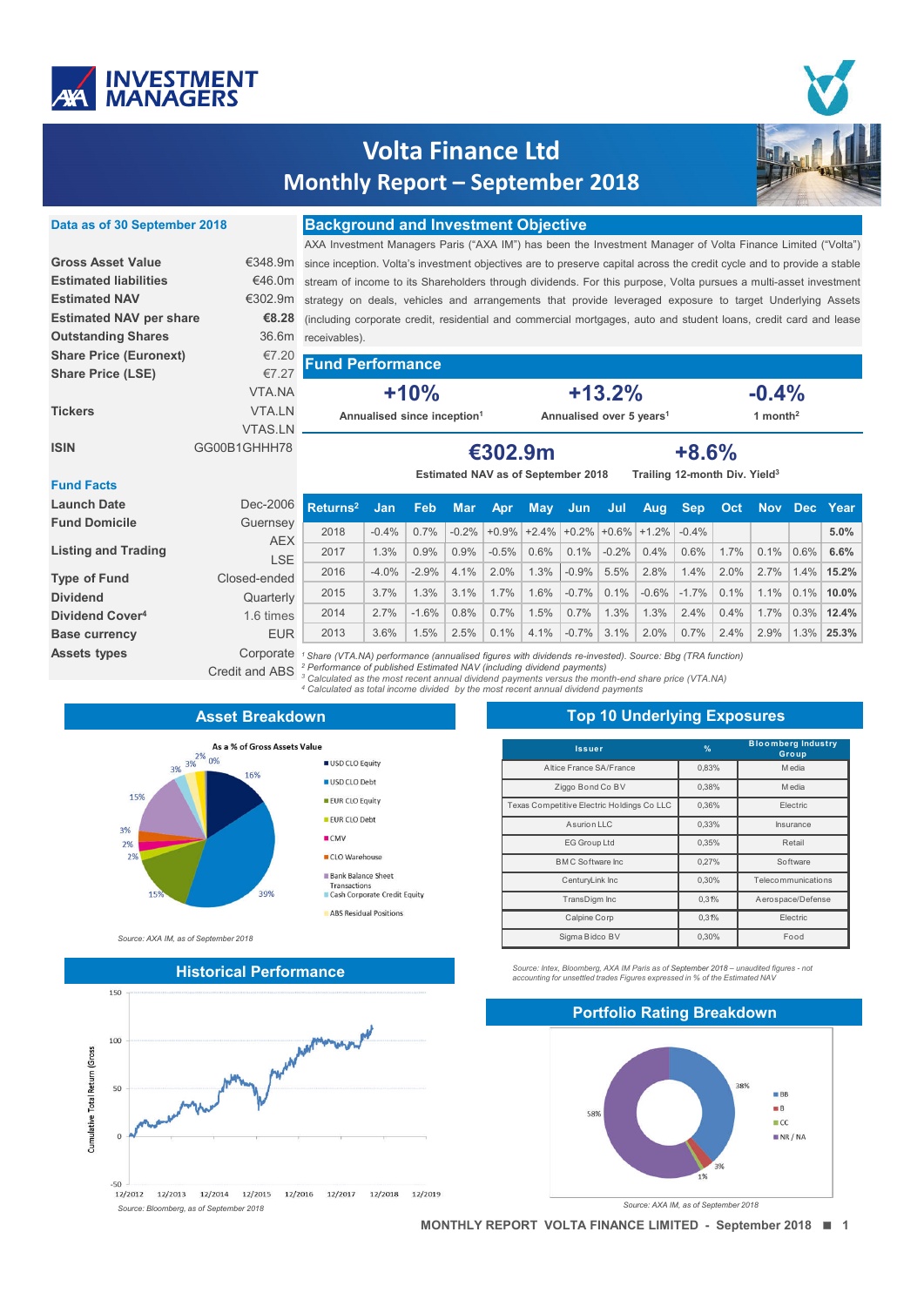# Volta Finance Ltd
# Monthly Report – September 2018

**Data as of 30 September 2018**

| | |
|---|---|
| **Gross Asset Value** | €348.9m |
| **Estimated liabilities** | €46.0m |
| **Estimated NAV** | €302.9m |
| **Estimated NAV per share** | **€8.28** |
| **Outstanding Shares** | 36.6m |
| **Share Price (Euronext)** | €7.20 |
| **Share Price (LSE)** | €7.27 |
| **Tickers** | VTA.NA<br>VTA.LN<br>VTAS.LN |
| **ISIN** | GG00B1GHHH78 |

**Fund Facts**

| | |
|---|---|
| **Launch Date** | Dec-2006 |
| **Fund Domicile** | Guernsey |
| **Listing and Trading** | AEX<br>LSE |
| **Type of Fund** | Closed-ended |
| **Dividend** | Quarterly |
| **Dividend Cover**[4] | 1.6 times |
| **Base currency** | EUR |
| **Assets types** | Corporate Credit and ABS |

## Background and Investment Objective

AXA Investment Managers Paris ("AXA IM") has been the Investment Manager of Volta Finance Limited ("Volta") since inception. Volta's investment objectives are to preserve capital across the credit cycle and to provide a stable stream of income to its Shareholders through dividends. For this purpose, Volta pursues a multi-asset investment strategy on deals, vehicles and arrangements that provide leveraged exposure to target Underlying Assets (including corporate credit, residential and commercial mortgages, auto and student loans, credit card and lease receivables).

## Fund Performance

| +10% | +13.2% | -0.4% |
|---|---|---|
| Annualised since inception[1] | Annualised over 5 years[1] | 1 month[2] |

| €302.9m | +8.6% |
|---|---|
| Estimated NAV as of September 2018 | Trailing 12-month Div. Yield[3] |

| Returns[2] | Jan | Feb | Mar | Apr | May | Jun | Jul | Aug | Sep | Oct | Nov | Dec | Year |
|---|---|---|---|---|---|---|---|---|---|---|---|---|---|
| 2018 | -0.4% | 0.7% | -0.2% | +0.9% | +2.4% | +0.2% | +0.6% | +1.2% | -0.4% | | | | **5.0%** |
| 2017 | 1.3% | 0.9% | 0.9% | -0.5% | 0.6% | 0.1% | -0.2% | 0.4% | 0.6% | 1.7% | 0.1% | 0.6% | **6.6%** |
| 2016 | -4.0% | -2.9% | 4.1% | 2.0% | 1.3% | -0.9% | 5.5% | 2.8% | 1.4% | 2.0% | 2.7% | 1.4% | **15.2%** |
| 2015 | 3.7% | 1.3% | 3.1% | 1.7% | 1.6% | -0.7% | 0.1% | -0.6% | -1.7% | 0.1% | 1.1% | 0.1% | **10.0%** |
| 2014 | 2.7% | -1.6% | 0.8% | 0.7% | 1.5% | 0.7% | 1.3% | 1.3% | 2.4% | 0.4% | 1.7% | 0.3% | **12.4%** |
| 2013 | 3.6% | 1.5% | 2.5% | 0.1% | 4.1% | -0.7% | 3.1% | 2.0% | 0.7% | 2.4% | 2.9% | 1.3% | **25.3%** |

*[1] Share (VTA.NA) performance (annualised figures with dividends re-invested). Source: Bbg (TRA function)*
*[2] Performance of published Estimated NAV (including dividend payments)*
*[3] Calculated as the most recent annual dividend payments versus the month-end share price (VTA.NA)*
*[4] Calculated as total income divided by the most recent annual dividend payments*

## Asset Breakdown

As a % of Gross Assets Value

- USD CLO Equity: 16%
- USD CLO Debt: 39%
- EUR CLO Equity: 15%
- EUR CLO Debt: 2%
- CMV: 2%
- CLO Warehouse: 3%
- Bank Balance Sheet Transactions: 15%
- Cash Corporate Credit Equity: 3%
- ABS Residual Positions: 2%
- 0%

*Source: AXA IM, as of September 2018*

## Top 10 Underlying Exposures

| Issuer | % | Bloomberg Industry Group |
|---|---|---|
| Altice France SA/France | 0,83% | Media |
| Ziggo Bond Co BV | 0,38% | Media |
| Texas Competitive Electric Holdings Co LLC | 0,36% | Electric |
| Asurion LLC | 0,33% | Insurance |
| EG Group Ltd | 0,35% | Retail |
| BMC Software Inc | 0,27% | Software |
| CenturyLink Inc | 0,30% | Telecommunications |
| TransDigm Inc | 0,31% | Aerospace/Defense |
| Calpine Corp | 0,31% | Electric |
| Sigma Bidco BV | 0,30% | Food |

*Source: Intex, Bloomberg, AXA IM Paris as of September 2018 – unaudited figures - not accounting for unsettled trades Figures expressed in % of the Estimated NAV*

## Historical Performance

Cumulative Total Return (Gross)

*Source: Bloomberg, as of September 2018*

## Portfolio Rating Breakdown

- BB: 38%
- B: 3%
- CC: 1%
- NR / NA: 58%

*Source: AXA IM, as of September 2018*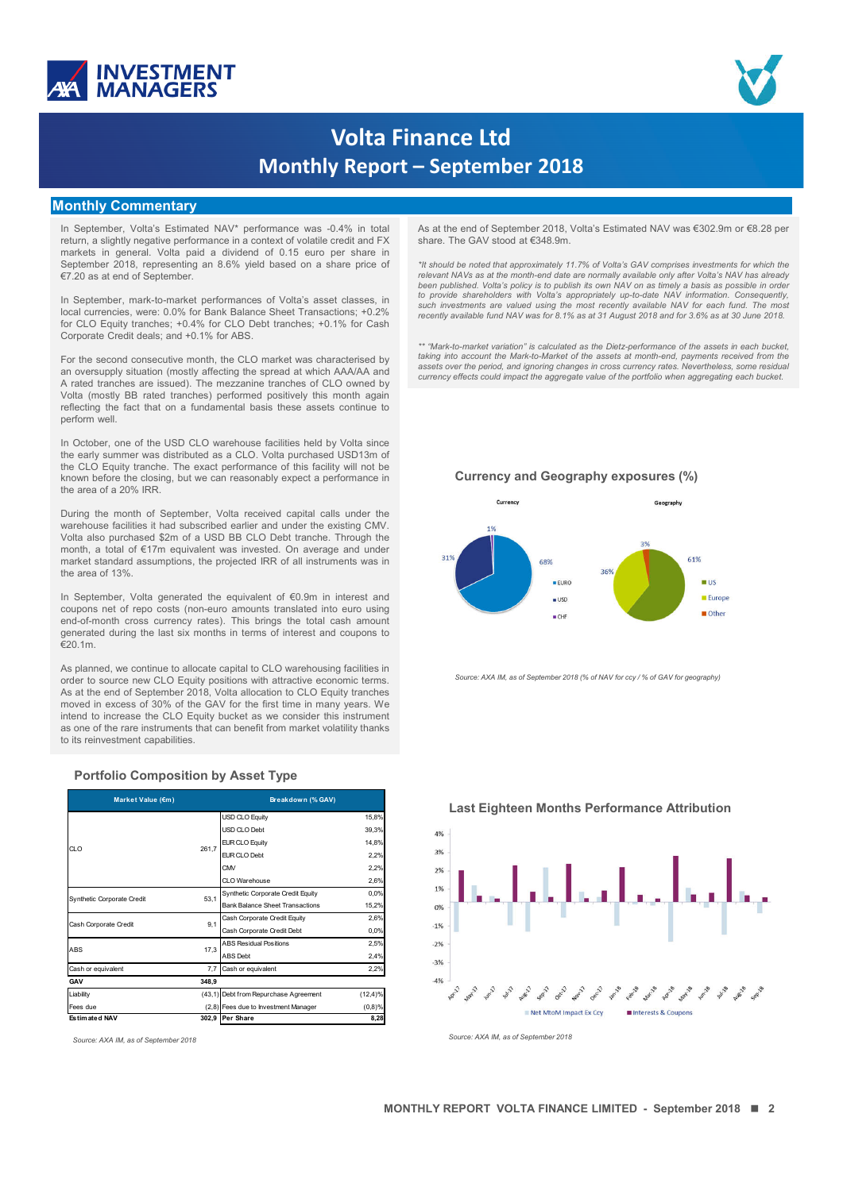# Volta Finance Ltd
## Monthly Report – September 2018

## Monthly Commentary

In September, Volta's Estimated NAV* performance was -0.4% in total return, a slightly negative performance in a context of volatile credit and FX markets in general. Volta paid a dividend of 0.15 euro per share in September 2018, representing an 8.6% yield based on a share price of €7.20 as at end of September.

In September, mark-to-market performances of Volta's asset classes, in local currencies, were: 0.0% for Bank Balance Sheet Transactions; +0.2% for CLO Equity tranches; +0.4% for CLO Debt tranches; +0.1% for Cash Corporate Credit deals; and +0.1% for ABS.

For the second consecutive month, the CLO market was characterised by an oversupply situation (mostly affecting the spread at which AAA/AA and A rated tranches are issued). The mezzanine tranches of CLO owned by Volta (mostly BB rated tranches) performed positively this month again reflecting the fact that on a fundamental basis these assets continue to perform well.

In October, one of the USD CLO warehouse facilities held by Volta since the early summer was distributed as a CLO. Volta purchased USD13m of the CLO Equity tranche. The exact performance of this facility will not be known before the closing, but we can reasonably expect a performance in the area of a 20% IRR.

During the month of September, Volta received capital calls under the warehouse facilities it had subscribed earlier and under the existing CMV. Volta also purchased $2m of a USD BB CLO Debt tranche. Through the month, a total of €17m equivalent was invested. On average and under market standard assumptions, the projected IRR of all instruments was in the area of 13%.

In September, Volta generated the equivalent of €0.9m in interest and coupons net of repo costs (non-euro amounts translated into euro using end-of-month cross currency rates). This brings the total cash amount generated during the last six months in terms of interest and coupons to €20.1m.

As planned, we continue to allocate capital to CLO warehousing facilities in order to source new CLO Equity positions with attractive economic terms. As at the end of September 2018, Volta allocation to CLO Equity tranches moved in excess of 30% of the GAV for the first time in many years. We intend to increase the CLO Equity bucket as we consider this instrument as one of the rare instruments that can benefit from market volatility thanks to its reinvestment capabilities.

As at the end of September 2018, Volta's Estimated NAV was €302.9m or €8.28 per share. The GAV stood at €348.9m.

*\*It should be noted that approximately 11.7% of Volta's GAV comprises investments for which the relevant NAVs as at the month-end date are normally available only after Volta's NAV has already been published. Volta's policy is to publish its own NAV on as timely a basis as possible in order to provide shareholders with Volta's appropriately up-to-date NAV information. Consequently, such investments are valued using the most recently available NAV for each fund. The most recently available fund NAV was for 8.1% as at 31 August 2018 and for 3.6% as at 30 June 2018.*

*\*\* "Mark-to-market variation" is calculated as the Dietz-performance of the assets in each bucket, taking into account the Mark-to-Market of the assets at month-end, payments received from the assets over the period, and ignoring changes in cross currency rates. Nevertheless, some residual currency effects could impact the aggregate value of the portfolio when aggregating each bucket.*

### Currency and Geography exposures (%)

Currency: EURO 68%, USD 31%, CHF 1%

Geography: US 61%, Europe 36%, Other 3%

*Source: AXA IM, as of September 2018 (% of NAV for ccy / % of GAV for geography)*

### Portfolio Composition by Asset Type

| Market Value (€m) | | Breakdown (% GAV) | |
|---|---|---|---|
| CLO | 261,7 | USD CLO Equity | 15,8% |
| | | USD CLO Debt | 39,3% |
| | | EUR CLO Equity | 14,8% |
| | | EUR CLO Debt | 2,2% |
| | | CMV | 2,2% |
| | | CLO Warehouse | 2,6% |
| Synthetic Corporate Credit | 53,1 | Synthetic Corporate Credit Equity | 0,0% |
| | | Bank Balance Sheet Transactions | 15,2% |
| Cash Corporate Credit | 9,1 | Cash Corporate Credit Equity | 2,6% |
| | | Cash Corporate Credit Debt | 0,0% |
| ABS | 17,3 | ABS Residual Positions | 2,5% |
| | | ABS Debt | 2,4% |
| Cash or equivalent | 7,7 | Cash or equivalent | 2,2% |
| **GAV** | **348,9** | | |
| Liability | (43,1) | Debt from Repurchase Agreement | (12,4)% |
| Fees due | (2,8) | Fees due to Investment Manager | (0,8)% |
| **Estimated NAV** | **302,9** | **Per Share** | **8,28** |

*Source: AXA IM, as of September 2018*

### Last Eighteen Months Performance Attribution

Legend: Net MtoM Impact Ex Ccy; Interests & Coupons (Apr-17 to Sep-18)

*Source: AXA IM, as of September 2018*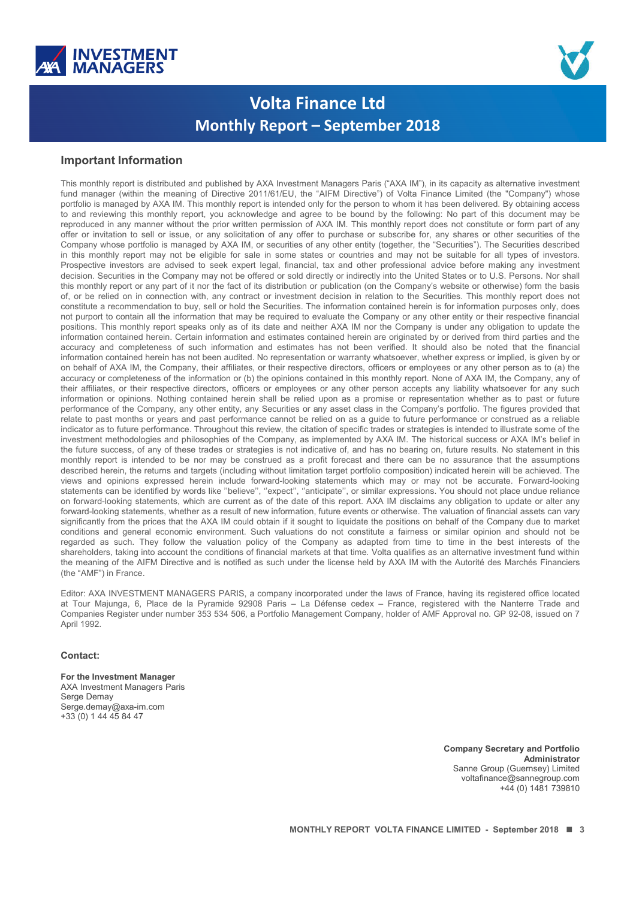# Volta Finance Ltd

## Monthly Report – September 2018

### Important Information

This monthly report is distributed and published by AXA Investment Managers Paris ("AXA IM"), in its capacity as alternative investment fund manager (within the meaning of Directive 2011/61/EU, the "AIFM Directive") of Volta Finance Limited (the "Company") whose portfolio is managed by AXA IM. This monthly report is intended only for the person to whom it has been delivered. By obtaining access to and reviewing this monthly report, you acknowledge and agree to be bound by the following: No part of this document may be reproduced in any manner without the prior written permission of AXA IM. This monthly report does not constitute or form part of any offer or invitation to sell or issue, or any solicitation of any offer to purchase or subscribe for, any shares or other securities of the Company whose portfolio is managed by AXA IM, or securities of any other entity (together, the "Securities"). The Securities described in this monthly report may not be eligible for sale in some states or countries and may not be suitable for all types of investors. Prospective investors are advised to seek expert legal, financial, tax and other professional advice before making any investment decision. Securities in the Company may not be offered or sold directly or indirectly into the United States or to U.S. Persons. Nor shall this monthly report or any part of it nor the fact of its distribution or publication (on the Company's website or otherwise) form the basis of, or be relied on in connection with, any contract or investment decision in relation to the Securities. This monthly report does not constitute a recommendation to buy, sell or hold the Securities. The information contained herein is for information purposes only, does not purport to contain all the information that may be required to evaluate the Company or any other entity or their respective financial positions. This monthly report speaks only as of its date and neither AXA IM nor the Company is under any obligation to update the information contained herein. Certain information and estimates contained herein are originated by or derived from third parties and the accuracy and completeness of such information and estimates has not been verified. It should also be noted that the financial information contained herein has not been audited. No representation or warranty whatsoever, whether express or implied, is given by or on behalf of AXA IM, the Company, their affiliates, or their respective directors, officers or employees or any other person as to (a) the accuracy or completeness of the information or (b) the opinions contained in this monthly report. None of AXA IM, the Company, any of their affiliates, or their respective directors, officers or employees or any other person accepts any liability whatsoever for any such information or opinions. Nothing contained herein shall be relied upon as a promise or representation whether as to past or future performance of the Company, any other entity, any Securities or any asset class in the Company's portfolio. The figures provided that relate to past months or years and past performance cannot be relied on as a guide to future performance or construed as a reliable indicator as to future performance. Throughout this review, the citation of specific trades or strategies is intended to illustrate some of the investment methodologies and philosophies of the Company, as implemented by AXA IM. The historical success or AXA IM's belief in the future success, of any of these trades or strategies is not indicative of, and has no bearing on, future results. No statement in this monthly report is intended to be nor may be construed as a profit forecast and there can be no assurance that the assumptions described herein, the returns and targets (including without limitation target portfolio composition) indicated herein will be achieved. The views and opinions expressed herein include forward-looking statements which may or may not be accurate. Forward-looking statements can be identified by words like ''believe'', ''expect'', ''anticipate'', or similar expressions. You should not place undue reliance on forward-looking statements, which are current as of the date of this report. AXA IM disclaims any obligation to update or alter any forward-looking statements, whether as a result of new information, future events or otherwise. The valuation of financial assets can vary significantly from the prices that the AXA IM could obtain if it sought to liquidate the positions on behalf of the Company due to market conditions and general economic environment. Such valuations do not constitute a fairness or similar opinion and should not be regarded as such. They follow the valuation policy of the Company as adapted from time to time in the best interests of the shareholders, taking into account the conditions of financial markets at that time. Volta qualifies as an alternative investment fund within the meaning of the AIFM Directive and is notified as such under the license held by AXA IM with the Autorité des Marchés Financiers (the "AMF") in France.

Editor: AXA INVESTMENT MANAGERS PARIS, a company incorporated under the laws of France, having its registered office located at Tour Majunga, 6, Place de la Pyramide 92908 Paris – La Défense cedex – France, registered with the Nanterre Trade and Companies Register under number 353 534 506, a Portfolio Management Company, holder of AMF Approval no. GP 92-08, issued on 7 April 1992.

**Contact:**

**For the Investment Manager**
AXA Investment Managers Paris
Serge Demay
Serge.demay@axa-im.com
+33 (0) 1 44 45 84 47

**Company Secretary and Portfolio Administrator**
Sanne Group (Guernsey) Limited
voltafinance@sannegroup.com
+44 (0) 1481 739810